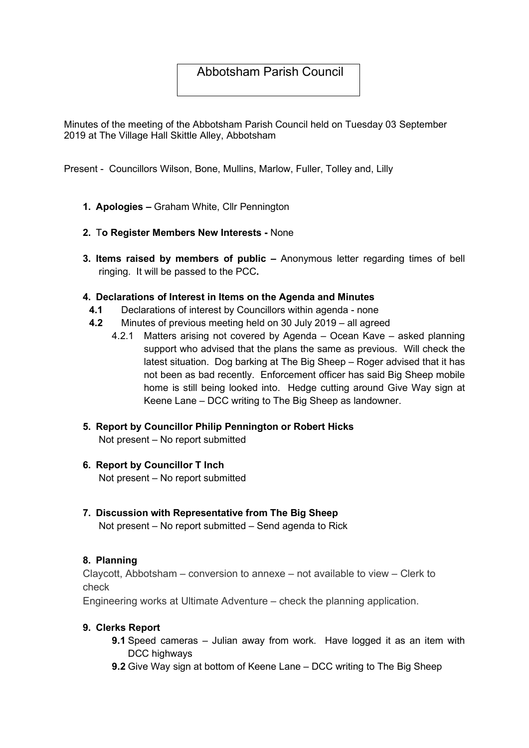# Abbotsham Parish Council

Minutes of the meeting of the Abbotsham Parish Council held on Tuesday 03 September 2019 at The Village Hall Skittle Alley, Abbotsham

Present - Councillors Wilson, Bone, Mullins, Marlow, Fuller, Tolley and, Lilly

1. **Apologies –** Graham White, Cllr Pennington

2. T**o Register Members New Interests -** None

3. **Items raised by members of public –** Anonymous letter regarding times of bell ringing. It will be passed to the PCC**.**

4. **Declarations of Interest in Items on the Agenda and Minutes**
   - **4.1** Declarations of interest by Councillors within agenda - none
   - **4.2** Minutes of previous meeting held on 30 July 2019 – all agreed
     - 4.2.1 Matters arising not covered by Agenda – Ocean Kave – asked planning support who advised that the plans the same as previous. Will check the latest situation. Dog barking at The Big Sheep – Roger advised that it has not been as bad recently. Enforcement officer has said Big Sheep mobile home is still being looked into. Hedge cutting around Give Way sign at Keene Lane – DCC writing to The Big Sheep as landowner.

5. **Report by Councillor Philip Pennington or Robert Hicks**
   Not present – No report submitted

6. **Report by Councillor T Inch**
   Not present – No report submitted

7. **Discussion with Representative from The Big Sheep**
   Not present – No report submitted – Send agenda to Rick

8. **Planning**

Claycott, Abbotsham – conversion to annexe – not available to view – Clerk to check

Engineering works at Ultimate Adventure – check the planning application.

9. **Clerks Report**
   - **9.1** Speed cameras – Julian away from work. Have logged it as an item with DCC highways
   - **9.2** Give Way sign at bottom of Keene Lane – DCC writing to The Big Sheep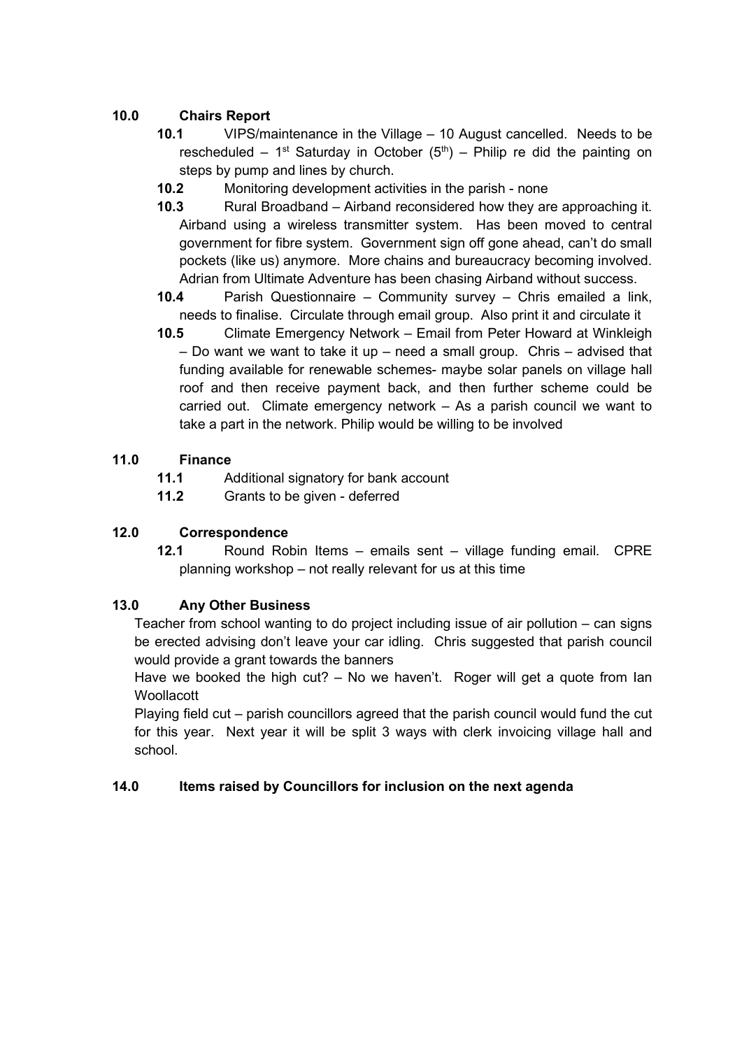## 10.0 Chairs Report

**10.1** VIPS/maintenance in the Village – 10 August cancelled. Needs to be rescheduled – 1st Saturday in October (5th) – Philip re did the painting on steps by pump and lines by church.

**10.2** Monitoring development activities in the parish - none

**10.3** Rural Broadband – Airband reconsidered how they are approaching it. Airband using a wireless transmitter system. Has been moved to central government for fibre system. Government sign off gone ahead, can't do small pockets (like us) anymore. More chains and bureaucracy becoming involved. Adrian from Ultimate Adventure has been chasing Airband without success.

**10.4** Parish Questionnaire – Community survey – Chris emailed a link, needs to finalise. Circulate through email group. Also print it and circulate it

**10.5** Climate Emergency Network – Email from Peter Howard at Winkleigh – Do want we want to take it up – need a small group. Chris – advised that funding available for renewable schemes- maybe solar panels on village hall roof and then receive payment back, and then further scheme could be carried out. Climate emergency network – As a parish council we want to take a part in the network. Philip would be willing to be involved

## 11.0 Finance

**11.1** Additional signatory for bank account

**11.2** Grants to be given - deferred

## 12.0 Correspondence

**12.1** Round Robin Items – emails sent – village funding email. CPRE planning workshop – not really relevant for us at this time

## 13.0 Any Other Business

Teacher from school wanting to do project including issue of air pollution – can signs be erected advising don't leave your car idling. Chris suggested that parish council would provide a grant towards the banners

Have we booked the high cut? – No we haven't. Roger will get a quote from Ian Woollacott

Playing field cut – parish councillors agreed that the parish council would fund the cut for this year. Next year it will be split 3 ways with clerk invoicing village hall and school.

## 14.0 Items raised by Councillors for inclusion on the next agenda